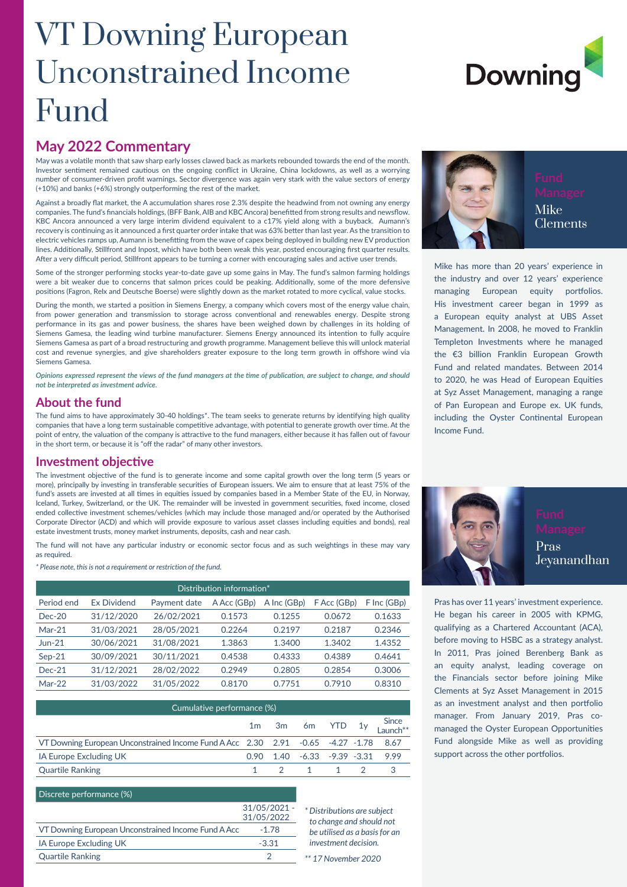# VT Downing European Unconstrained Income Fund

## May 2022 Commentary

May was a volatile month that saw sharp early losses clawed back as markets rebounded towards the end of the month. Investor sentiment remained cautious on the ongoing conflict in Ukraine, China lockdowns, as well as a worrying number of consumer-driven profit warnings. Sector divergence was again very stark with the value sectors of energy (+10%) and banks (+6%) strongly outperforming the rest of the market.

Against a broadly flat market, the A accumulation shares rose 2.3% despite the headwind from not owning any energy companies. The fund's financials holdings, (BFF Bank, AIB and KBC Ancora) benefitted from strong results and newsflow. KBC Ancora announced a very large interim dividend equivalent to a c17% yield along with a buyback. Aumann's recovery is continuing as it announced a first quarter order intake that was 63% better than last year. As the transition to electric vehicles ramps up, Aumann is benefitting from the wave of capex being deployed in building new EV production lines. Additionally, Stillfront and Inpost, which have both been weak this year, posted encouraging first quarter results. After a very difficult period, Stillfront appears to be turning a corner with encouraging sales and active user trends.

Some of the stronger performing stocks year-to-date gave up some gains in May. The fund's salmon farming holdings were a bit weaker due to concerns that salmon prices could be peaking. Additionally, some of the more defensive positions (Fagron, Relx and Deutsche Boerse) were slightly down as the market rotated to more cyclical, value stocks.

During the month, we started a position in Siemens Energy, a company which covers most of the energy value chain, from power generation and transmission to storage across conventional and renewables energy. Despite strong performance in its gas and power business, the shares have been weighed down by challenges in its holding of Siemens Gamesa, the leading wind turbine manufacturer. Siemens Energy announced its intention to fully acquire Siemens Gamesa as part of a broad restructuring and growth programme. Management believe this will unlock material cost and revenue synergies, and give shareholders greater exposure to the long term growth in offshore wind via Siemens Gamesa.

*Opinions expressed represent the views of the fund managers at the time of publication, are subject to change, and should not be interpreted as investment advice.*

## About the fund

The fund aims to have approximately 30-40 holdings*. The team seeks to generate returns by identifying high quality companies that have a long term sustainable competitive advantage, with potential to generate growth over time. At the point of entry, the valuation of the company is attractive to the fund managers, either because it has fallen out of favour in the short term, or because it is "off the radar" of many other investors.

## Investment objective

The investment objective of the fund is to generate income and some capital growth over the long term (5 years or more), principally by investing in transferable securities of European issuers. We aim to ensure that at least 75% of the fund's assets are invested at all times in equities issued by companies based in a Member State of the EU, in Norway, Iceland, Turkey, Switzerland, or the UK. The remainder will be invested in government securities, fixed income, closed ended collective investment schemes/vehicles (which may include those managed and/or operated by the Authorised Corporate Director (ACD) and which will provide exposure to various asset classes including equities and bonds), real estate investment trusts, money market instruments, deposits, cash and near cash.

The fund will not have any particular industry or economic sector focus and as such weightings in these may vary as required.

*\* Please note, this is not a requirement or restriction of the fund.*

| Distribution information* | | | | | | |
|---|---|---|---|---|---|---|
| Period end | Ex Dividend | Payment date | A Acc (GBp) | A Inc (GBp) | F Acc (GBp) | F Inc (GBp) |
| Dec-20 | 31/12/2020 | 26/02/2021 | 0.1573 | 0.1255 | 0.0672 | 0.1633 |
| Mar-21 | 31/03/2021 | 28/05/2021 | 0.2264 | 0.2197 | 0.2187 | 0.2346 |
| Jun-21 | 30/06/2021 | 31/08/2021 | 1.3863 | 1.3400 | 1.3402 | 1.4352 |
| Sep-21 | 30/09/2021 | 30/11/2021 | 0.4538 | 0.4333 | 0.4389 | 0.4641 |
| Dec-21 | 31/12/2021 | 28/02/2022 | 0.2949 | 0.2805 | 0.2854 | 0.3006 |
| Mar-22 | 31/03/2022 | 31/05/2022 | 0.8170 | 0.7751 | 0.7910 | 0.8310 |

| Cumulative performance (%) | 1m | 3m | 6m | YTD | 1y | Since Launch** |
|---|---|---|---|---|---|---|
| VT Downing European Unconstrained Income Fund A Acc | 2.30 | 2.91 | -0.65 | -4.27 | -1.78 | 8.67 |
| IA Europe Excluding UK | 0.90 | 1.40 | -6.33 | -9.39 | -3.31 | 9.99 |
| Quartile Ranking | 1 | 2 | 1 | 1 | 2 | 3 |

| Discrete performance (%) | 31/05/2021 - 31/05/2022 |
|---|---|
| VT Downing European Unconstrained Income Fund A Acc | -1.78 |
| IA Europe Excluding UK | -3.31 |
| Quartile Ranking | 2 |

*\* Distributions are subject to change and should not be utilised as a basis for an investment decision.*

*\*\* 17 November 2020*

### Fund Manager
### Mike Clements

Mike has more than 20 years' experience in the industry and over 12 years' experience managing European equity portfolios. His investment career began in 1999 as a European equity analyst at UBS Asset Management. In 2008, he moved to Franklin Templeton Investments where he managed the €3 billion Franklin European Growth Fund and related mandates. Between 2014 to 2020, he was Head of European Equities at Syz Asset Management, managing a range of Pan European and Europe ex. UK funds, including the Oyster Continental European Income Fund.

### Fund Manager
### Pras Jeyanandhan

Pras has over 11 years' investment experience. He began his career in 2005 with KPMG, qualifying as a Chartered Accountant (ACA), before moving to HSBC as a strategy analyst. In 2011, Pras joined Berenberg Bank as an equity analyst, leading coverage on the Financials sector before joining Mike Clements at Syz Asset Management in 2015 as an investment analyst and then portfolio manager. From January 2019, Pras co-managed the Oyster European Opportunities Fund alongside Mike as well as providing support across the other portfolios.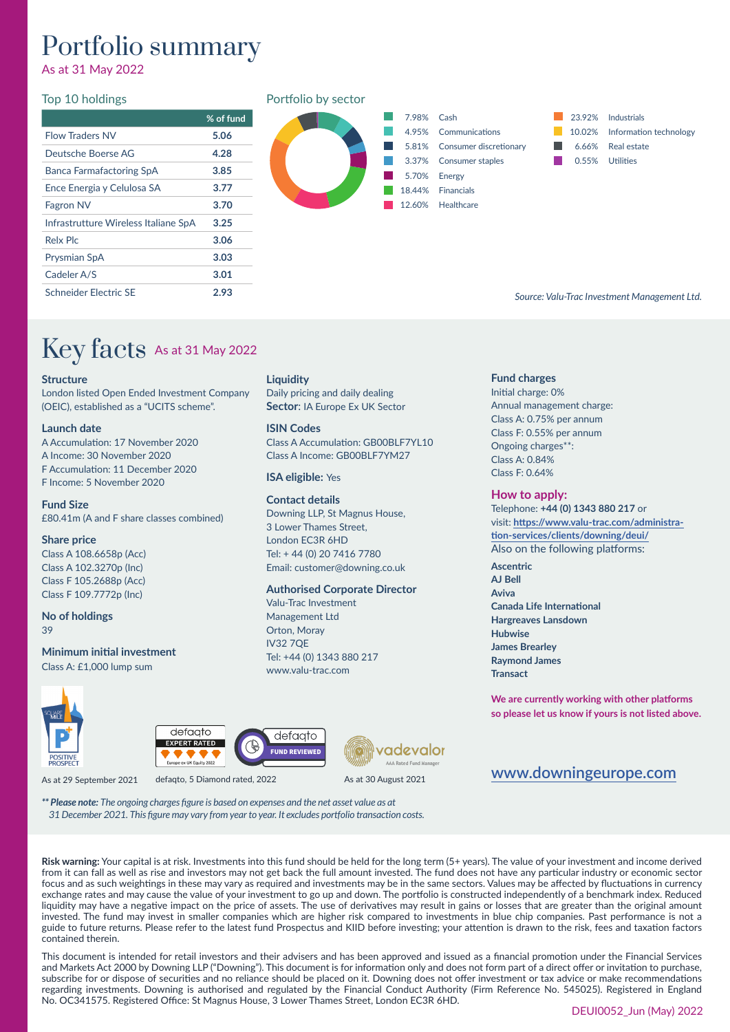# Portfolio summary

As at 31 May 2022

## Top 10 holdings

| | % of fund |
|---|---|
| Flow Traders NV | 5.06 |
| Deutsche Boerse AG | 4.28 |
| Banca Farmafactoring SpA | 3.85 |
| Ence Energia y Celulosa SA | 3.77 |
| Fagron NV | 3.70 |
| Infrastrutture Wireless Italiane SpA | 3.25 |
| Relx Plc | 3.06 |
| Prysmian SpA | 3.03 |
| Cadeler A/S | 3.01 |
| Schneider Electric SE | 2.93 |

## Portfolio by sector

7.98% Cash
4.95% Communications
5.81% Consumer discretionary
3.37% Consumer staples
5.70% Energy
18.44% Financials
12.60% Healthcare
23.92% Industrials
10.02% Information technology
6.66% Real estate
0.55% Utilities

*Source: Valu-Trac Investment Management Ltd.*

# Key facts

As at 31 May 2022

**Structure**
London listed Open Ended Investment Company (OEIC), established as a "UCITS scheme".

**Launch date**
A Accumulation: 17 November 2020
A Income: 30 November 2020
F Accumulation: 11 December 2020
F Income: 5 November 2020

**Fund Size**
£80.41m (A and F share classes combined)

**Share price**
Class A 108.6658p (Acc)
Class A 102.3270p (Inc)
Class F 105.2688p (Acc)
Class F 109.7772p (Inc)

**No of holdings**
39

**Minimum initial investment**
Class A: £1,000 lump sum

**Liquidity**
Daily pricing and daily dealing
**Sector**: IA Europe Ex UK Sector

**ISIN Codes**
Class A Accumulation: GB00BLF7YL10
Class A Income: GB00BLF7YM27

**ISA eligible:** Yes

**Contact details**
Downing LLP, St Magnus House,
3 Lower Thames Street,
London EC3R 6HD
Tel: + 44 (0) 20 7416 7780
Email: customer@downing.co.uk

**Authorised Corporate Director**
Valu-Trac Investment Management Ltd
Orton, Moray
IV32 7QE
Tel: +44 (0) 1343 880 217
www.valu-trac.com

**Fund charges**
Initial charge: 0%
Annual management charge:
Class A: 0.75% per annum
Class F: 0.55% per annum
Ongoing charges**:
Class A: 0.84%
Class F: 0.64%

**How to apply:**
Telephone: **+44 (0) 1343 880 217** or
visit: **https://www.valu-trac.com/administration-services/clients/downing/deui/**
Also on the following platforms:

**Ascentric**
**AJ Bell**
**Aviva**
**Canada Life International**
**Hargreaves Lansdown**
**Hubwise**
**James Brearley**
**Raymond James**
**Transact**

**We are currently working with other platforms so please let us know if yours is not listed above.**

As at 29 September 2021

defaqto, 5 Diamond rated, 2022

As at 30 August 2021

www.downingeurope.com

*** Please note: The ongoing charges figure is based on expenses and the net asset value as at 31 December 2021. This figure may vary from year to year. It excludes portfolio transaction costs.*

**Risk warning:** Your capital is at risk. Investments into this fund should be held for the long term (5+ years). The value of your investment and income derived from it can fall as well as rise and investors may not get back the full amount invested. The fund does not have any particular industry or economic sector focus and as such weightings in these may vary as required and investments may be in the same sectors. Values may be affected by fluctuations in currency exchange rates and may cause the value of your investment to go up and down. The portfolio is constructed independently of a benchmark index. Reduced liquidity may have a negative impact on the price of assets. The use of derivatives may result in gains or losses that are greater than the original amount invested. The fund may invest in smaller companies which are higher risk compared to investments in blue chip companies. Past performance is not a guide to future returns. Please refer to the latest fund Prospectus and KIID before investing; your attention is drawn to the risk, fees and taxation factors contained therein.

This document is intended for retail investors and their advisers and has been approved and issued as a financial promotion under the Financial Services and Markets Act 2000 by Downing LLP ("Downing"). This document is for information only and does not form part of a direct offer or invitation to purchase, subscribe for or dispose of securities and no reliance should be placed on it. Downing does not offer investment or tax advice or make recommendations regarding investments. Downing is authorised and regulated by the Financial Conduct Authority (Firm Reference No. 545025). Registered in England No. OC341575. Registered Office: St Magnus House, 3 Lower Thames Street, London EC3R 6HD.

DEUI0052_Jun (May) 2022